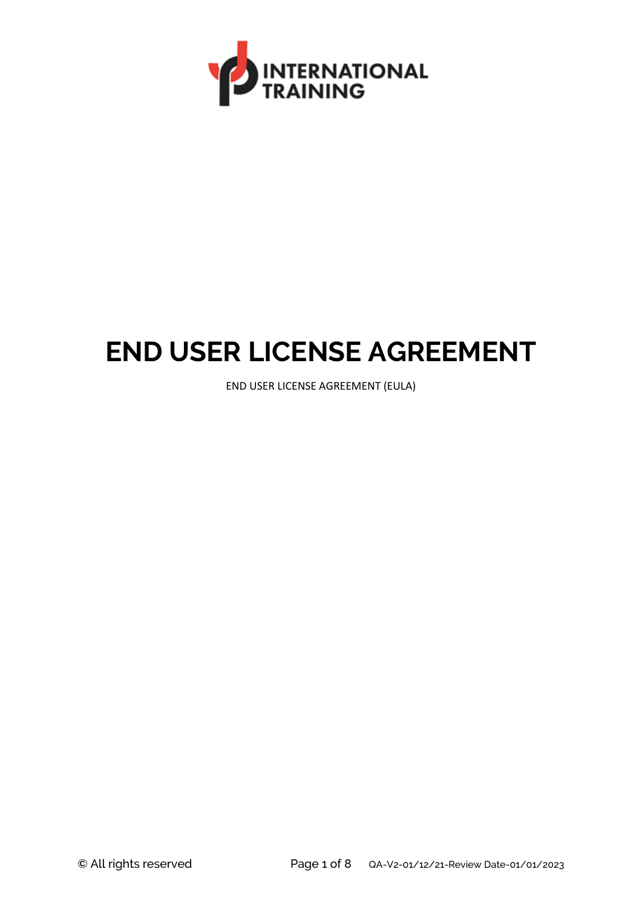INTERNATIONAL TRAINING

# END USER LICENSE AGREEMENT

END USER LICENSE AGREEMENT (EULA)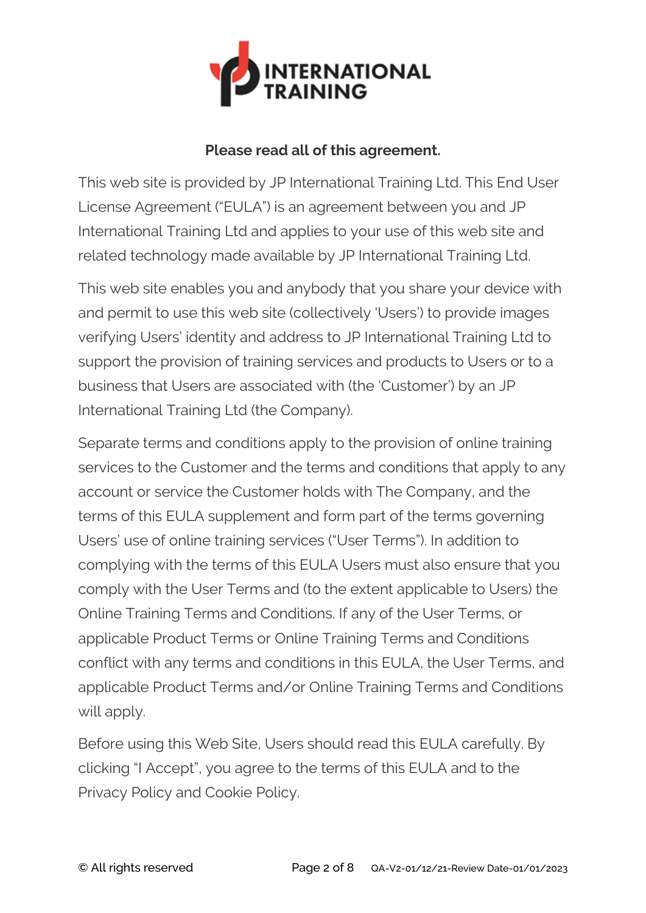**Please read all of this agreement.**

This web site is provided by JP International Training Ltd. This End User License Agreement ("EULA") is an agreement between you and JP International Training Ltd and applies to your use of this web site and related technology made available by JP International Training Ltd.

This web site enables you and anybody that you share your device with and permit to use this web site (collectively 'Users') to provide images verifying Users' identity and address to JP International Training Ltd to support the provision of training services and products to Users or to a business that Users are associated with (the 'Customer') by an JP International Training Ltd (the Company).

Separate terms and conditions apply to the provision of online training services to the Customer and the terms and conditions that apply to any account or service the Customer holds with The Company, and the terms of this EULA supplement and form part of the terms governing Users' use of online training services ("User Terms"). In addition to complying with the terms of this EULA Users must also ensure that you comply with the User Terms and (to the extent applicable to Users) the Online Training Terms and Conditions. If any of the User Terms, or applicable Product Terms or Online Training Terms and Conditions conflict with any terms and conditions in this EULA, the User Terms, and applicable Product Terms and/or Online Training Terms and Conditions will apply.

Before using this Web Site, Users should read this EULA carefully. By clicking "I Accept", you agree to the terms of this EULA and to the Privacy Policy and Cookie Policy.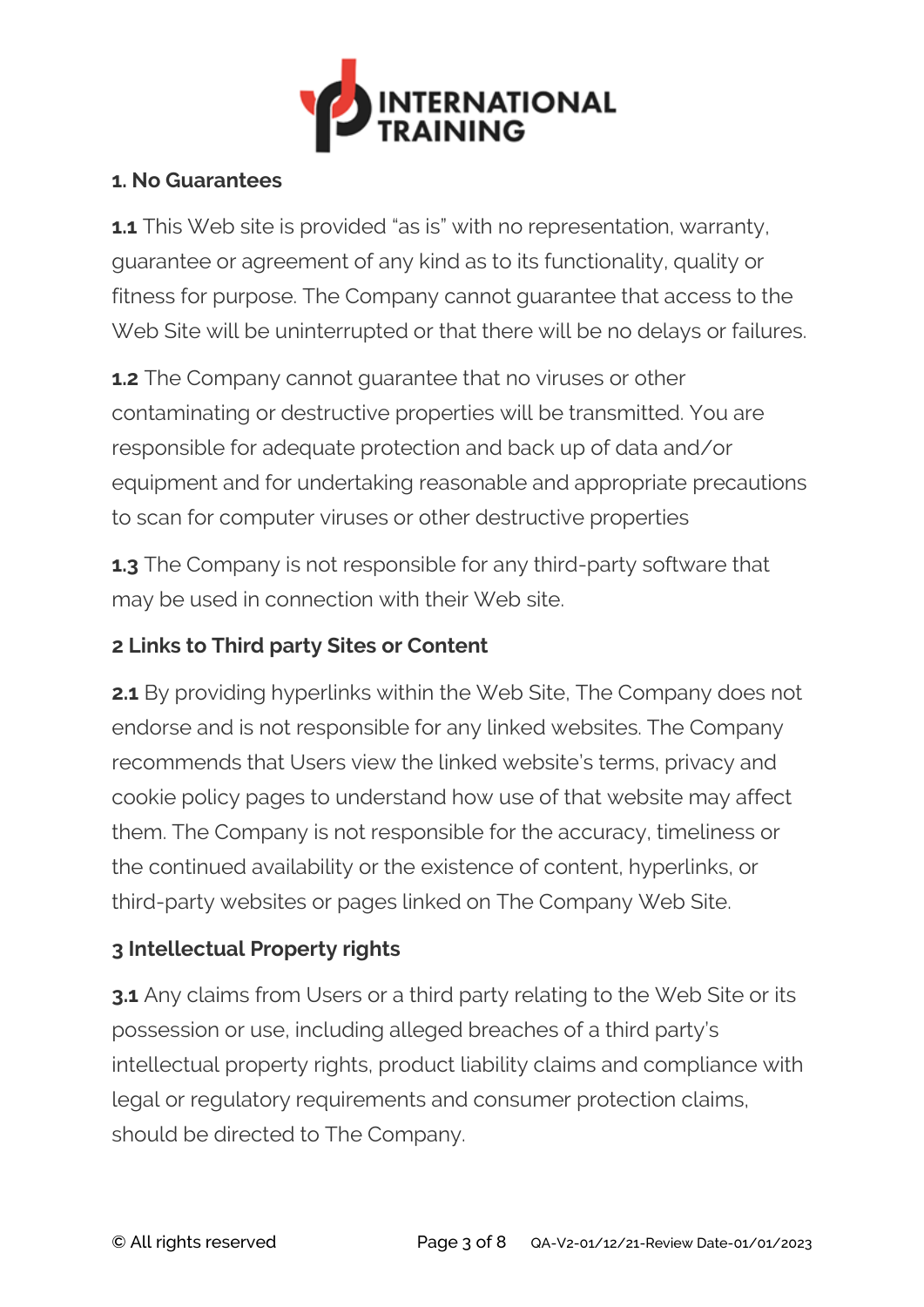## 1. No Guarantees

**1.1** This Web site is provided "as is" with no representation, warranty, guarantee or agreement of any kind as to its functionality, quality or fitness for purpose. The Company cannot guarantee that access to the Web Site will be uninterrupted or that there will be no delays or failures.

**1.2** The Company cannot guarantee that no viruses or other contaminating or destructive properties will be transmitted. You are responsible for adequate protection and back up of data and/or equipment and for undertaking reasonable and appropriate precautions to scan for computer viruses or other destructive properties

**1.3** The Company is not responsible for any third-party software that may be used in connection with their Web site.

## 2 Links to Third party Sites or Content

**2.1** By providing hyperlinks within the Web Site, The Company does not endorse and is not responsible for any linked websites. The Company recommends that Users view the linked website's terms, privacy and cookie policy pages to understand how use of that website may affect them. The Company is not responsible for the accuracy, timeliness or the continued availability or the existence of content, hyperlinks, or third-party websites or pages linked on The Company Web Site.

## 3 Intellectual Property rights

**3.1** Any claims from Users or a third party relating to the Web Site or its possession or use, including alleged breaches of a third party's intellectual property rights, product liability claims and compliance with legal or regulatory requirements and consumer protection claims, should be directed to The Company.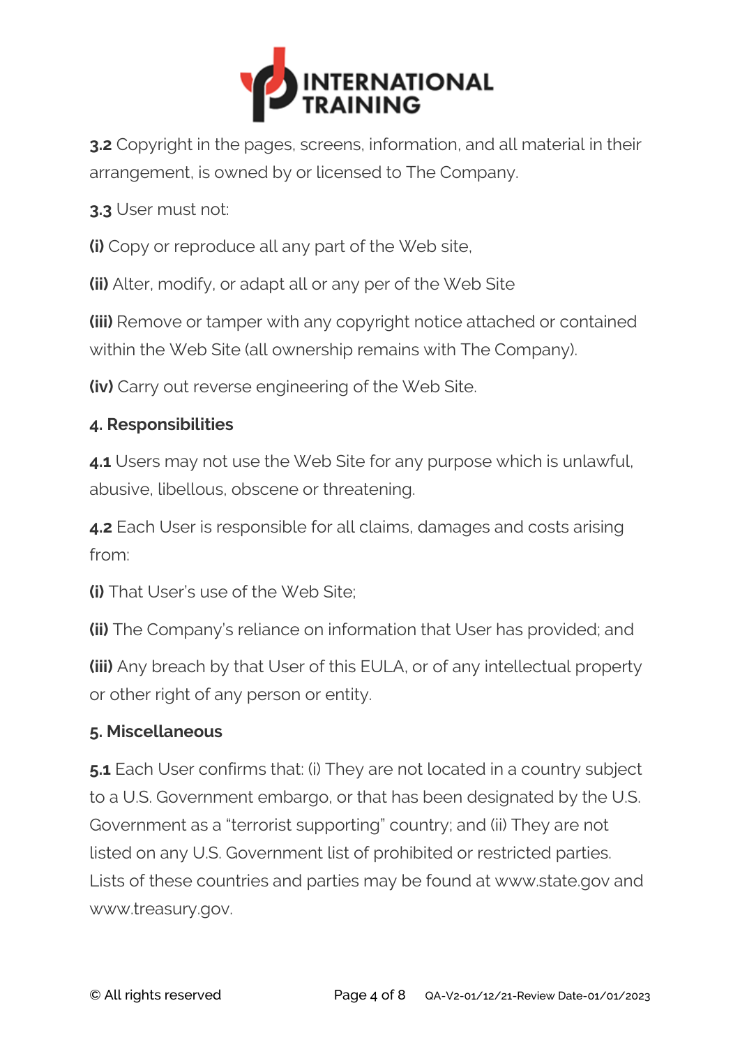**3.2** Copyright in the pages, screens, information, and all material in their arrangement, is owned by or licensed to The Company.

**3.3** User must not:

**(i)** Copy or reproduce all any part of the Web site,

**(ii)** Alter, modify, or adapt all or any per of the Web Site

**(iii)** Remove or tamper with any copyright notice attached or contained within the Web Site (all ownership remains with The Company).

**(iv)** Carry out reverse engineering of the Web Site.

#### 4. Responsibilities

**4.1** Users may not use the Web Site for any purpose which is unlawful, abusive, libellous, obscene or threatening.

**4.2** Each User is responsible for all claims, damages and costs arising from:

**(i)** That User's use of the Web Site;

**(ii)** The Company's reliance on information that User has provided; and

**(iii)** Any breach by that User of this EULA, or of any intellectual property or other right of any person or entity.

#### 5. Miscellaneous

**5.1** Each User confirms that: (i) They are not located in a country subject to a U.S. Government embargo, or that has been designated by the U.S. Government as a "terrorist supporting" country; and (ii) They are not listed on any U.S. Government list of prohibited or restricted parties. Lists of these countries and parties may be found at www.state.gov and www.treasury.gov.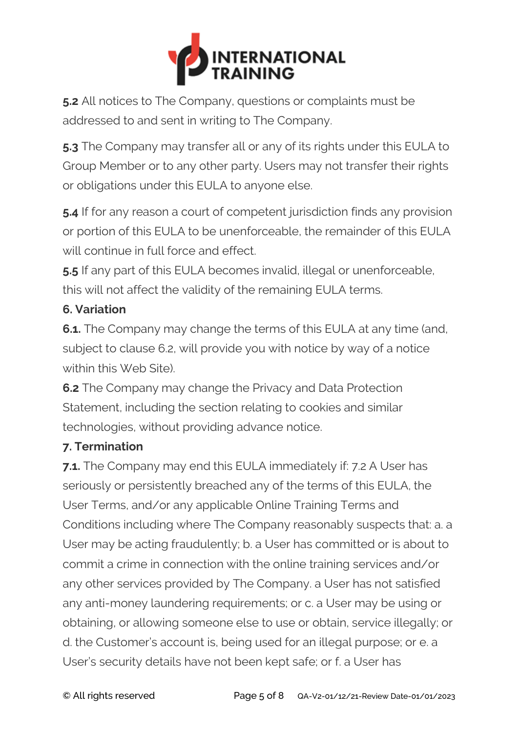**5.2** All notices to The Company, questions or complaints must be addressed to and sent in writing to The Company.

**5.3** The Company may transfer all or any of its rights under this EULA to Group Member or to any other party. Users may not transfer their rights or obligations under this EULA to anyone else.

**5.4** If for any reason a court of competent jurisdiction finds any provision or portion of this EULA to be unenforceable, the remainder of this EULA will continue in full force and effect.

**5.5** If any part of this EULA becomes invalid, illegal or unenforceable, this will not affect the validity of the remaining EULA terms.

**6. Variation**

**6.1.** The Company may change the terms of this EULA at any time (and, subject to clause 6.2, will provide you with notice by way of a notice within this Web Site).

**6.2** The Company may change the Privacy and Data Protection Statement, including the section relating to cookies and similar technologies, without providing advance notice.

**7. Termination**

**7.1.** The Company may end this EULA immediately if: 7.2 A User has seriously or persistently breached any of the terms of this EULA, the User Terms, and/or any applicable Online Training Terms and Conditions including where The Company reasonably suspects that: a. a User may be acting fraudulently; b. a User has committed or is about to commit a crime in connection with the online training services and/or any other services provided by The Company. a User has not satisfied any anti-money laundering requirements; or c. a User may be using or obtaining, or allowing someone else to use or obtain, service illegally; or d. the Customer's account is, being used for an illegal purpose; or e. a User's security details have not been kept safe; or f. a User has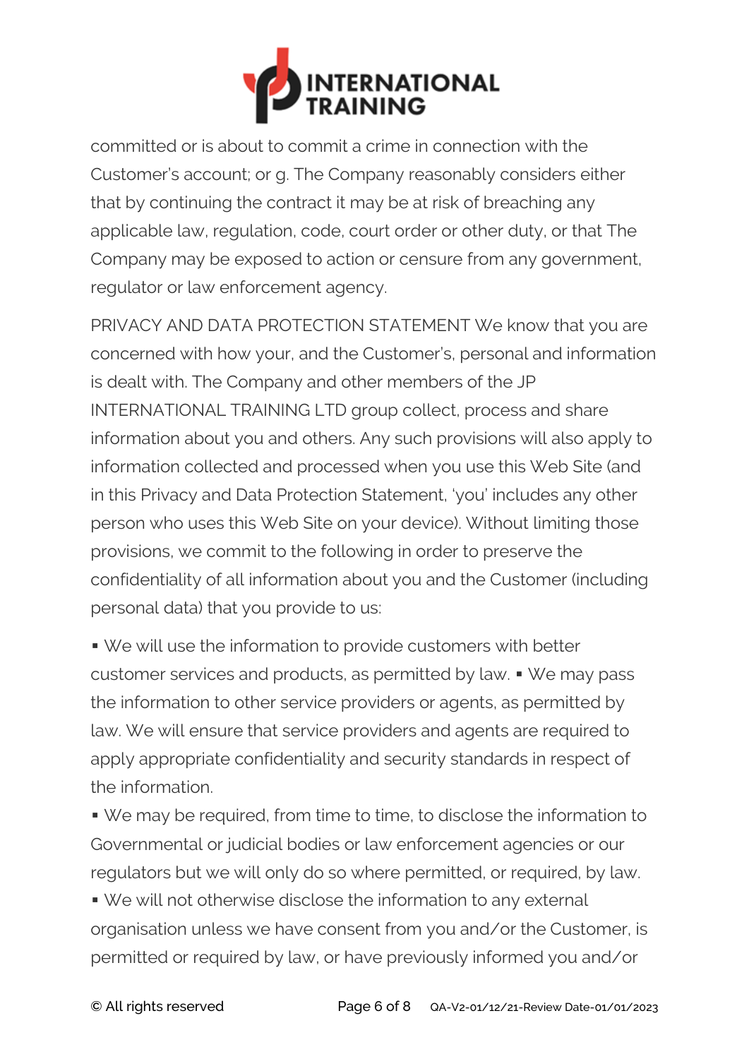committed or is about to commit a crime in connection with the Customer's account; or g. The Company reasonably considers either that by continuing the contract it may be at risk of breaching any applicable law, regulation, code, court order or other duty, or that The Company may be exposed to action or censure from any government, regulator or law enforcement agency.

PRIVACY AND DATA PROTECTION STATEMENT We know that you are concerned with how your, and the Customer's, personal and information is dealt with. The Company and other members of the JP INTERNATIONAL TRAINING LTD group collect, process and share information about you and others. Any such provisions will also apply to information collected and processed when you use this Web Site (and in this Privacy and Data Protection Statement, 'you' includes any other person who uses this Web Site on your device). Without limiting those provisions, we commit to the following in order to preserve the confidentiality of all information about you and the Customer (including personal data) that you provide to us:

▪ We will use the information to provide customers with better customer services and products, as permitted by law. ▪ We may pass the information to other service providers or agents, as permitted by law. We will ensure that service providers and agents are required to apply appropriate confidentiality and security standards in respect of the information.

▪ We may be required, from time to time, to disclose the information to Governmental or judicial bodies or law enforcement agencies or our regulators but we will only do so where permitted, or required, by law.

▪ We will not otherwise disclose the information to any external organisation unless we have consent from you and/or the Customer, is permitted or required by law, or have previously informed you and/or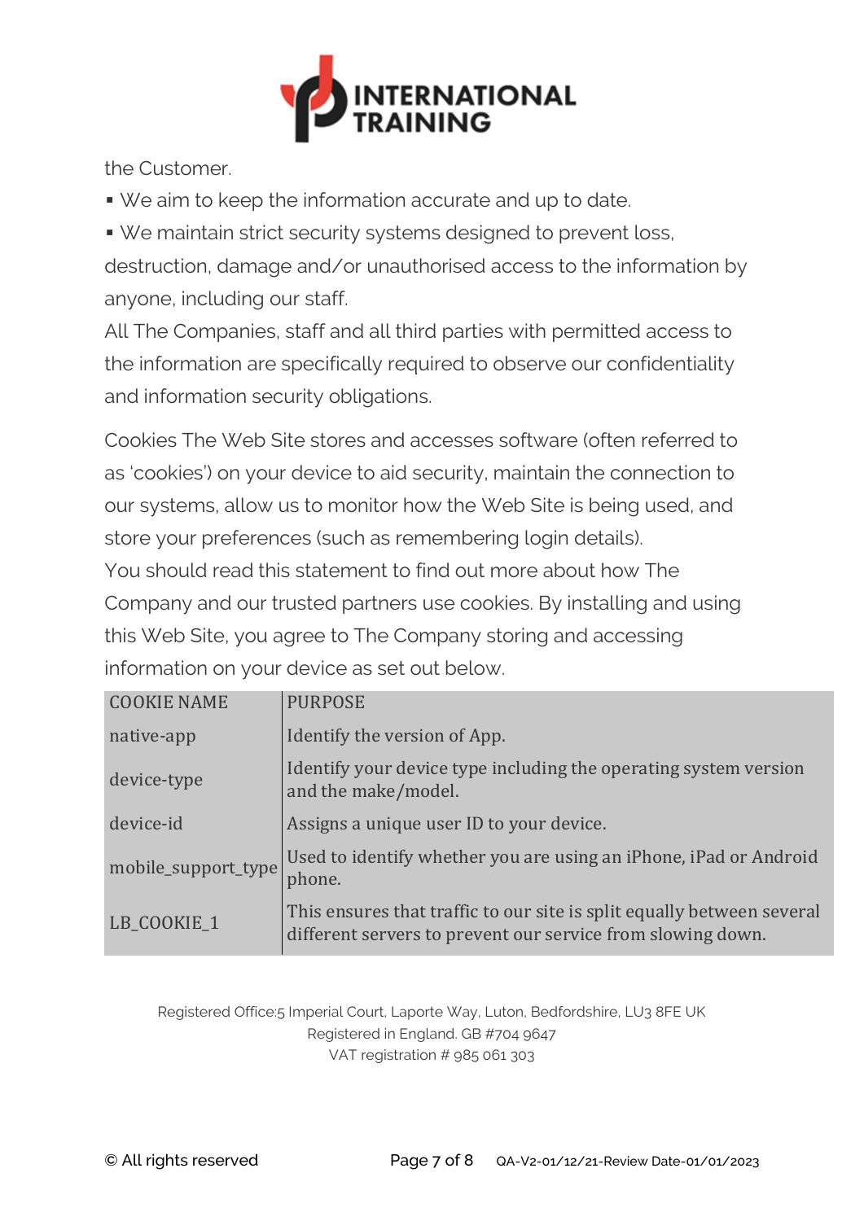the Customer.

- We aim to keep the information accurate and up to date.
- We maintain strict security systems designed to prevent loss, destruction, damage and/or unauthorised access to the information by anyone, including our staff.

All The Companies, staff and all third parties with permitted access to the information are specifically required to observe our confidentiality and information security obligations.

Cookies The Web Site stores and accesses software (often referred to as 'cookies') on your device to aid security, maintain the connection to our systems, allow us to monitor how the Web Site is being used, and store your preferences (such as remembering login details).
You should read this statement to find out more about how The Company and our trusted partners use cookies. By installing and using this Web Site, you agree to The Company storing and accessing information on your device as set out below.

| COOKIE NAME | PURPOSE |
|---|---|
| native-app | Identify the version of App. |
| device-type | Identify your device type including the operating system version and the make/model. |
| device-id | Assigns a unique user ID to your device. |
| mobile_support_type | Used to identify whether you are using an iPhone, iPad or Android phone. |
| LB_COOKIE_1 | This ensures that traffic to our site is split equally between several different servers to prevent our service from slowing down. |

Registered Office:5 Imperial Court, Laporte Way, Luton, Bedfordshire, LU3 8FE UK
Registered in England. GB #704 9647
VAT registration # 985 061 303